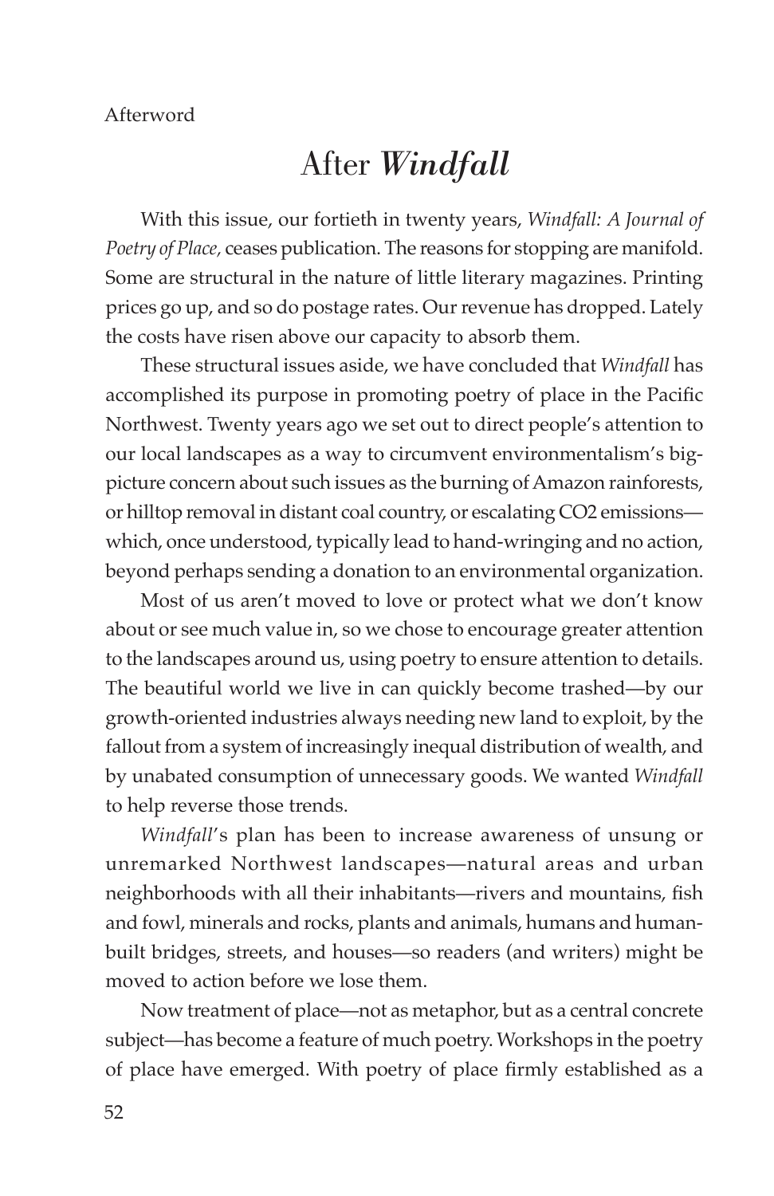Afterword

# After *Windfall*

With this issue, our fortieth in twenty years, *Windfall: A Journal of Poetry of Place,* ceases publication. The reasons for stopping are manifold. Some are structural in the nature of little literary magazines. Printing prices go up, and so do postage rates. Our revenue has dropped. Lately the costs have risen above our capacity to absorb them.

These structural issues aside, we have concluded that *Windfall* has accomplished its purpose in promoting poetry of place in the Pacific Northwest. Twenty years ago we set out to direct people's attention to our local landscapes as a way to circumvent environmentalism's big-picture concern about such issues as the burning of Amazon rainforests, or hilltop removal in distant coal country, or escalating $CO_2$ emissions—which, once understood, typically lead to hand-wringing and no action, beyond perhaps sending a donation to an environmental organization.

Most of us aren't moved to love or protect what we don't know about or see much value in, so we chose to encourage greater attention to the landscapes around us, using poetry to ensure attention to details. The beautiful world we live in can quickly become trashed—by our growth-oriented industries always needing new land to exploit, by the fallout from a system of increasingly inequal distribution of wealth, and by unabated consumption of unnecessary goods. We wanted *Windfall* to help reverse those trends.

*Windfall*'s plan has been to increase awareness of unsung or unremarked Northwest landscapes—natural areas and urban neighborhoods with all their inhabitants—rivers and mountains, fish and fowl, minerals and rocks, plants and animals, humans and human-built bridges, streets, and houses—so readers (and writers) might be moved to action before we lose them.

Now treatment of place—not as metaphor, but as a central concrete subject—has become a feature of much poetry. Workshops in the poetry of place have emerged. With poetry of place firmly established as a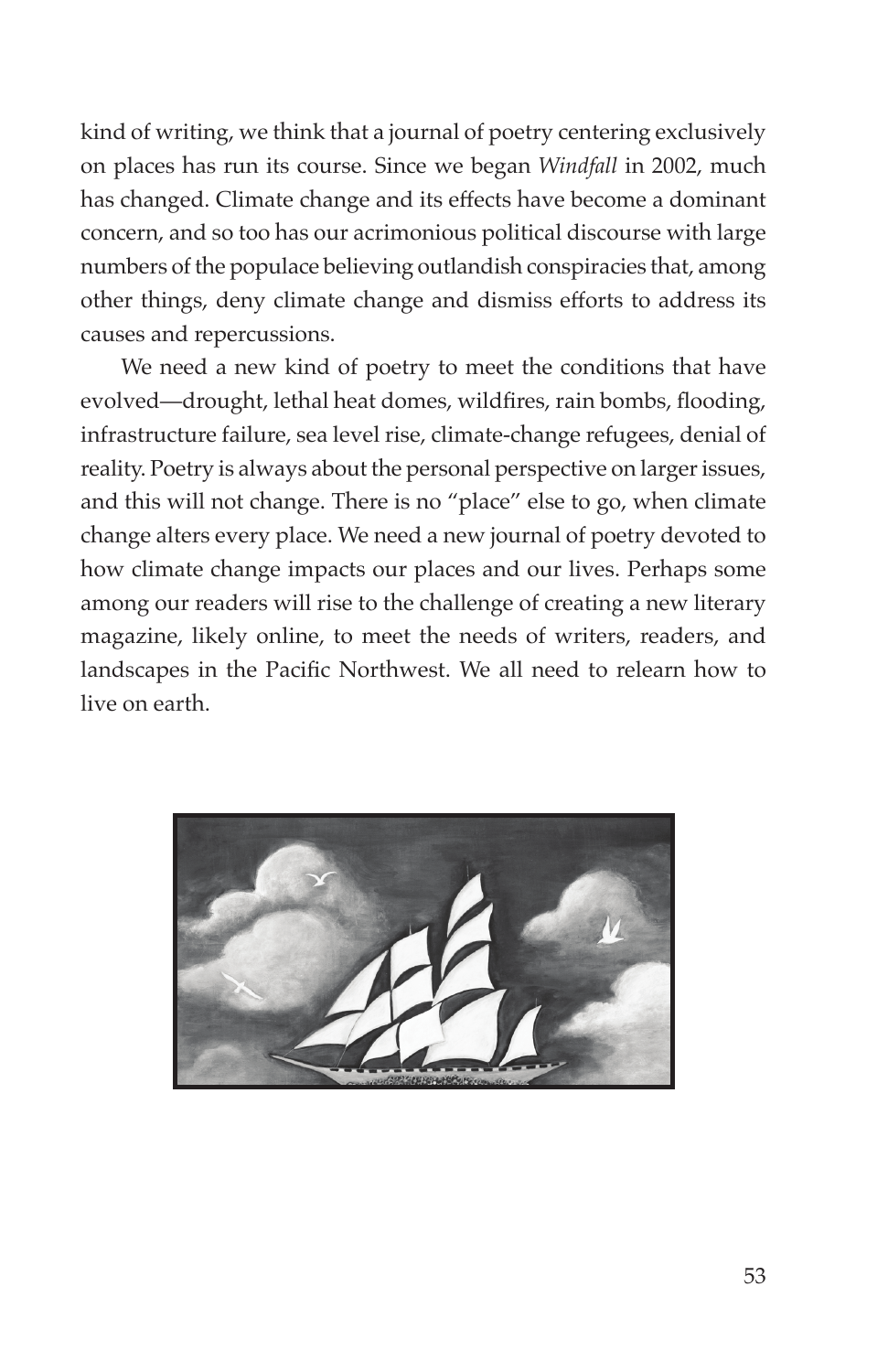kind of writing, we think that a journal of poetry centering exclusively on places has run its course. Since we began *Windfall* in 2002, much has changed. Climate change and its effects have become a dominant concern, and so too has our acrimonious political discourse with large numbers of the populace believing outlandish conspiracies that, among other things, deny climate change and dismiss efforts to address its causes and repercussions.

We need a new kind of poetry to meet the conditions that have evolved—drought, lethal heat domes, wildfires, rain bombs, flooding, infrastructure failure, sea level rise, climate-change refugees, denial of reality. Poetry is always about the personal perspective on larger issues, and this will not change. There is no "place" else to go, when climate change alters every place. We need a new journal of poetry devoted to how climate change impacts our places and our lives. Perhaps some among our readers will rise to the challenge of creating a new literary magazine, likely online, to meet the needs of writers, readers, and landscapes in the Pacific Northwest. We all need to relearn how to live on earth.